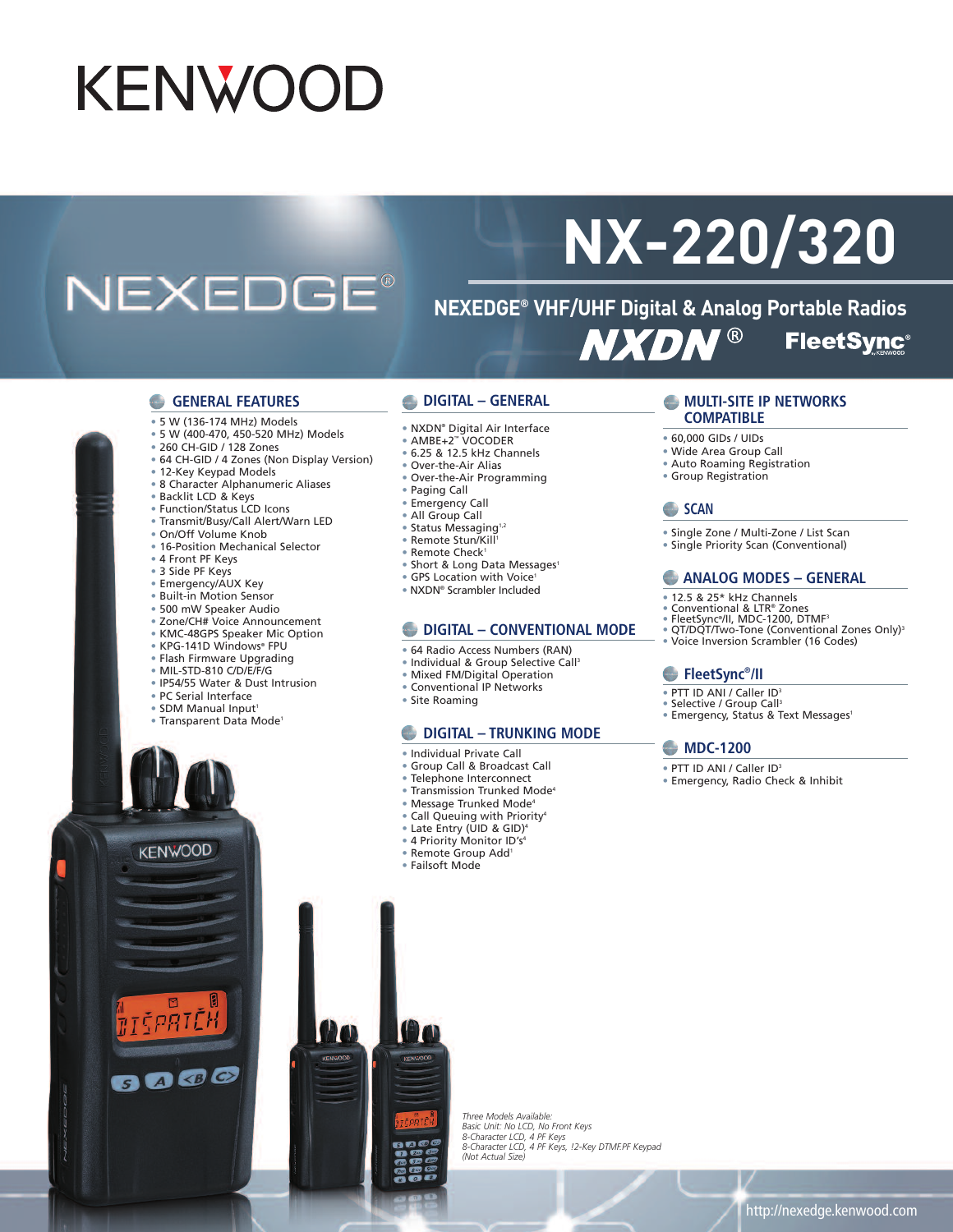# KENWOOD

# NX-220/320

NEXEDGE®

## NEXEDGE® VHF/UHF Digital & Analog Portable Radios

NXDN® FleetSync®

### GENERAL FEATURES

- 5 W (136-174 MHz) Models
- 5 W (400-470, 450-520 MHz) Models
- 260 CH-GID / 128 Zones
- 64 CH-GID / 4 Zones (Non Display Version)
- 12-Key Keypad Models
- 8 Character Alphanumeric Aliases
- Backlit LCD & Keys
- Function/Status LCD Icons
- Transmit/Busy/Call Alert/Warn LED
- On/Off Volume Knob
- 16-Position Mechanical Selector
- 4 Front PF Keys
- 3 Side PF Keys
- Emergency/AUX Key
- Built-in Motion Sensor
- 500 mW Speaker Audio
- Zone/CH# Voice Announcement
- KMC-48GPS Speaker Mic Option
- KPG-141D Windows® FPU
- Flash Firmware Upgrading
- MIL-STD-810 C/D/E/F/G
- IP54/55 Water & Dust Intrusion
- PC Serial Interface
- SDM Manual Input[1]
- Transparent Data Mode[1]

### DIGITAL – GENERAL

- NXDN® Digital Air Interface
- AMBE+2™ VOCODER
- 6.25 & 12.5 kHz Channels
- Over-the-Air Alias
- Over-the-Air Programming
- Paging Call
- Emergency Call
- All Group Call
- Status Messaging[1,2]
- Remote Stun/Kill[1]
- Remote Check[1]
- Short & Long Data Messages[1]
- GPS Location with Voice[1]
- NXDN® Scrambler Included

### DIGITAL – CONVENTIONAL MODE

- 64 Radio Access Numbers (RAN)
- Individual & Group Selective Call[3]
- Mixed FM/Digital Operation
- Conventional IP Networks
- Site Roaming

### DIGITAL – TRUNKING MODE

- Individual Private Call
- Group Call & Broadcast Call
- Telephone Interconnect
- Transmission Trunked Mode[4]
- Message Trunked Mode[4]
- Call Queuing with Priority[4]
- Late Entry (UID & GID)[4]
- 4 Priority Monitor ID's[4]
- Remote Group Add[1]
- Failsoft Mode

### MULTI-SITE IP NETWORKS COMPATIBLE

- 60,000 GIDs / UIDs
- Wide Area Group Call
- Auto Roaming Registration
- Group Registration

### SCAN

- Single Zone / Multi-Zone / List Scan
- Single Priority Scan (Conventional)

### ANALOG MODES – GENERAL

- 12.5 & 25* kHz Channels
- Conventional & LTR® Zones
- FleetSync®/II, MDC-1200, DTMF[3]
- QT/DQT/Two-Tone (Conventional Zones Only)[3]
- Voice Inversion Scrambler (16 Codes)

### FleetSync®/II

- PTT ID ANI / Caller ID[3]
- Selective / Group Call[3]
- Emergency, Status & Text Messages[1]

### MDC-1200

- PTT ID ANI / Caller ID[3]
- Emergency, Radio Check & Inhibit

*Three Models Available:*
*Basic Unit: No LCD, No Front Keys*
*8-Character LCD, 4 PF Keys*
*8-Character LCD, 4 PF Keys, !2-Key DTMF.PF Keypad*
*(Not Actual Size)*

http://nexedge.kenwood.com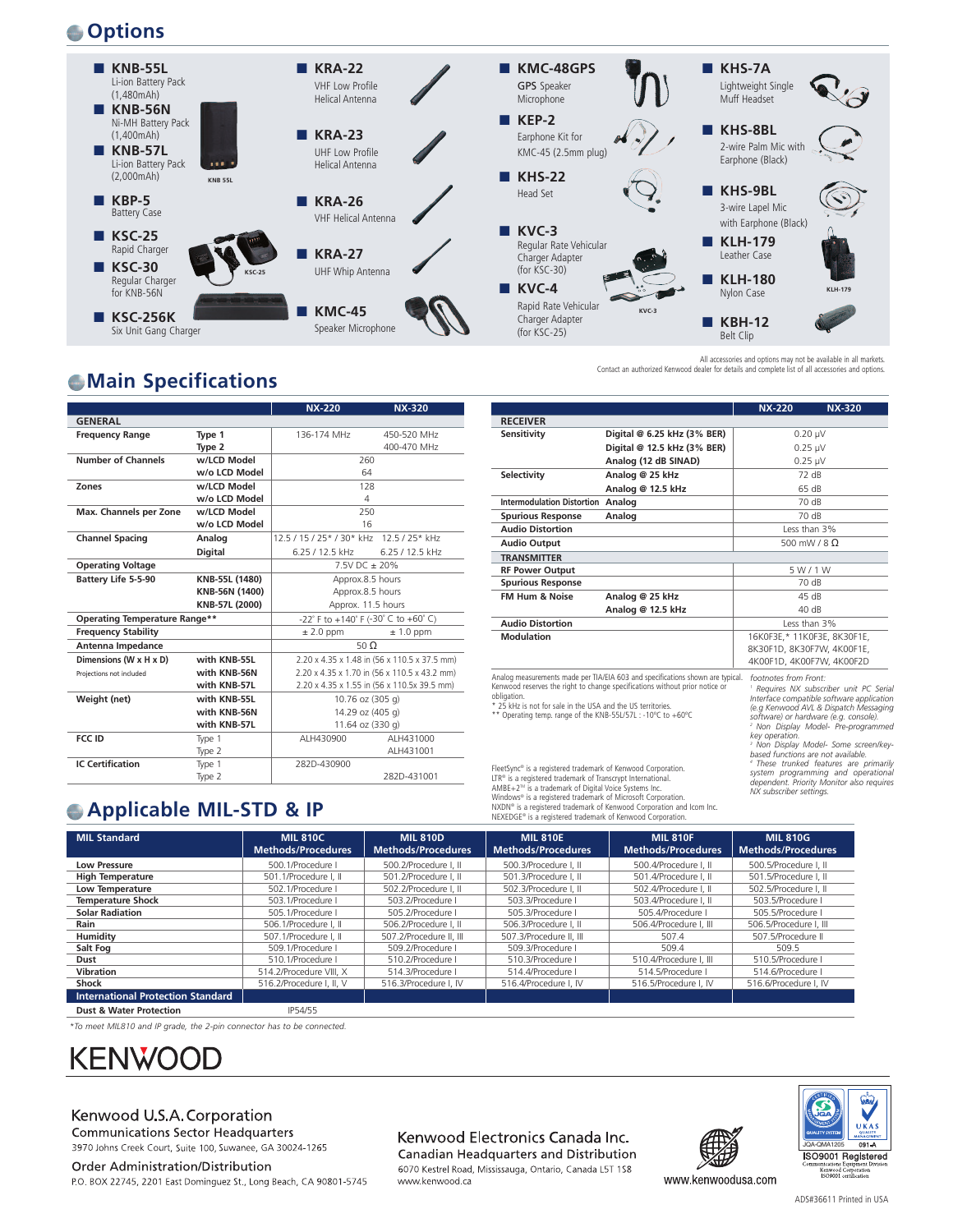## Options

- **KNB-55L** Li-ion Battery Pack (1,480mAh)
- **KNB-56N** Ni-MH Battery Pack (1,400mAh)
- **KNB-57L** Li-ion Battery Pack (2,000mAh)

KNB 55L

- **KBP-5** Battery Case
- **KSC-25** Rapid Charger
- **KSC-30** Regular Charger for KNB-56N

KSC-25

- **KSC-256K** Six Unit Gang Charger
- **KRA-22** VHF Low Profile Helical Antenna
- **KRA-23** UHF Low Profile Helical Antenna
- **KRA-26** VHF Helical Antenna
- **KRA-27** UHF Whip Antenna
- **KMC-45** Speaker Microphone
- **KMC-48GPS** GPS Speaker Microphone
- **KEP-2** Earphone Kit for KMC-45 (2.5mm plug)
- **KHS-22** Head Set
- **KVC-3** Regular Rate Vehicular Charger Adapter (for KSC-30)
- **KVC-4** Rapid Rate Vehicular Charger Adapter (for KSC-25)

KVC-3

- **KHS-7A** Lightweight Single Muff Headset
- **KHS-8BL** 2-wire Palm Mic with Earphone (Black)
- **KHS-9BL** 3-wire Lapel Mic with Earphone (Black)
- **KLH-179** Leather Case
- **KLH-180** Nylon Case

KLH-179

- **KBH-12** Belt Clip

All accessories and options may not be available in all markets.
Contact an authorized Kenwood dealer for details and complete list of all accessories and options.

## Main Specifications

| GENERAL | | NX-220 | NX-320 |
|---|---|---|---|
| **Frequency Range** | **Type 1** | 136-174 MHz | 450-520 MHz |
| | **Type 2** | | 400-470 MHz |
| **Number of Channels** | **w/LCD Model** | 260 | |
| | **w/o LCD Model** | 64 | |
| **Zones** | **w/LCD Model** | 128 | |
| | **w/o LCD Model** | 4 | |
| **Max. Channels per Zone** | **w/LCD Model** | 250 | |
| | **w/o LCD Model** | 16 | |
| **Channel Spacing** | **Analog** | 12.5 / 15 / 25* / 30* kHz | 12.5 / 25* kHz |
| | **Digital** | 6.25 / 12.5 kHz | 6.25 / 12.5 kHz |
| **Operating Voltage** | | 7.5V DC ± 20% | |
| **Battery Life 5-5-90** | **KNB-55L (1480)** | Approx.8.5 hours | |
| | **KNB-56N (1400)** | Approx.8.5 hours | |
| | **KNB-57L (2000)** | Approx. 11.5 hours | |
| **Operating Temperature Range**** | | -22° F to +140° F (-30° C to +60° C) | |
| **Frequency Stability** | | ± 2.0 ppm | ± 1.0 ppm |
| **Antenna Impedance** | | 50 Ω | |
| **Dimensions (W x H x D)** | **with KNB-55L** | 2.20 x 4.35 x 1.48 in (56 x 110.5 x 37.5 mm) | |
| Projections not included | **with KNB-56N** | 2.20 x 4.35 x 1.70 in (56 x 110.5 x 43.2 mm) | |
| | **with KNB-57L** | 2.20 x 4.35 x 1.55 in (56 x 110.5x 39.5 mm) | |
| **Weight (net)** | **with KNB-55L** | 10.76 oz (305 g) | |
| | **with KNB-56N** | 14.29 oz (405 g) | |
| | **with KNB-57L** | 11.64 oz (330 g) | |
| **FCC ID** | Type 1 | ALH430900 | ALH431000 |
| | Type 2 | | ALH431001 |
| **IC Certification** | Type 1 | 282D-430900 | |
| | Type 2 | | 282D-431001 |

| RECEIVER | | NX-220 / NX-320 |
|---|---|---|
| **Sensitivity** | **Digital @ 6.25 kHz (3% BER)** | 0.20 µV |
| | **Digital @ 12.5 kHz (3% BER)** | 0.25 µV |
| | **Analog (12 dB SINAD)** | 0.25 µV |
| **Selectivity** | **Analog @ 25 kHz** | 72 dB |
| | **Analog @ 12.5 kHz** | 65 dB |
| **Intermodulation Distortion** | **Analog** | 70 dB |
| **Spurious Response** | **Analog** | 70 dB |
| **Audio Distortion** | | Less than 3% |
| **Audio Output** | | 500 mW / 8 Ω |
| **TRANSMITTER** | | |
| **RF Power Output** | | 5 W / 1 W |
| **Spurious Response** | | 70 dB |
| **FM Hum & Noise** | **Analog @ 25 kHz** | 45 dB |
| | **Analog @ 12.5 kHz** | 40 dB |
| **Audio Distortion** | | Less than 3% |
| **Modulation** | | 16K0F3E,* 11K0F3E, 8K30F1E, 8K30F1D, 8K30F7W, 4K00F1E, 4K00F1D, 4K00F7W, 4K00F2D |

Analog measurements made per TIA/EIA 603 and specifications shown are typical.
Kenwood reserves the right to change specifications without prior notice or obligation.
\* 25 kHz is not for sale in the USA and the US territories.
** Operating temp. range of the KNB-55L/57L : -10°C to +60°C

*footnotes from Front:*
*[1] Requires NX subscriber unit PC Serial Interface compatible software application (e.g Kenwood AVL & Dispatch Messaging software) or hardware (e.g. console).*
*[2] Non Display Model- Pre-programmed key operation.*
*[3] Non Display Model- Some screen/key-based functions are not available.*
*[4] These trunked features are primarily system programming and operational dependent. Priority Monitor also requires NX subscriber settings.*

FleetSync® is a registered trademark of Kenwood Corporation.
LTR® is a registered trademark of Transcrypt International.
AMBE+2™ is a trademark of Digital Voice Systems Inc.
Windows® is a registered trademark of Microsoft Corporation.
NXDN® is a registered trademark of Kenwood Corporation and Icom Inc.
NEXEDGE® is a registered trademark of Kenwood Corporation.

## Applicable MIL-STD & IP

| MIL Standard | MIL 810C Methods/Procedures | MIL 810D Methods/Procedures | MIL 810E Methods/Procedures | MIL 810F Methods/Procedures | MIL 810G Methods/Procedures |
|---|---|---|---|---|---|
| **Low Pressure** | 500.1/Procedure I | 500.2/Procedure I, II | 500.3/Procedure I, II | 500.4/Procedure I, II | 500.5/Procedure I, II |
| **High Temperature** | 501.1/Procedure I, II | 501.2/Procedure I, II | 501.3/Procedure I, II | 501.4/Procedure I, II | 501.5/Procedure I, II |
| **Low Temperature** | 502.1/Procedure I | 502.2/Procedure I, II | 502.3/Procedure I, II | 502.4/Procedure I, II | 502.5/Procedure I, II |
| **Temperature Shock** | 503.1/Procedure I | 503.2/Procedure I | 503.3/Procedure I | 503.4/Procedure I, II | 503.5/Procedure I |
| **Solar Radiation** | 505.1/Procedure I | 505.2/Procedure I | 505.3/Procedure I | 505.4/Procedure I | 505.5/Procedure I |
| **Rain** | 506.1/Procedure I, II | 506.2/Procedure I, II | 506.3/Procedure I, II | 506.4/Procedure I, III | 506.5/Procedure I, III |
| **Humidity** | 507.1/Procedure I, II | 507.2/Procedure II, III | 507.3/Procedure II, III | 507.4 | 507.5/Procedure II |
| **Salt Fog** | 509.1/Procedure I | 509.2/Procedure I | 509.3/Procedure I | 509.4 | 509.5 |
| **Dust** | 510.1/Procedure I | 510.2/Procedure I | 510.3/Procedure I | 510.4/Procedure I, III | 510.5/Procedure I |
| **Vibration** | 514.2/Procedure VIII, X | 514.3/Procedure I | 514.4/Procedure I | 514.5/Procedure I | 514.6/Procedure I |
| **Shock** | 516.2/Procedure I, II, V | 516.3/Procedure I, IV | 516.4/Procedure I, IV | 516.5/Procedure I, IV | 516.6/Procedure I, IV |
| **International Protection Standard** | | | | | |
| **Dust & Water Protection** | IP54/55 | | | | |

*\*To meet MIL810 and IP grade, the 2-pin connector has to be connected.*

KENWOOD

**Kenwood U.S.A. Corporation**
Communications Sector Headquarters
3970 Johns Creek Court, Suite 100, Suwanee, GA 30024-1265

Order Administration/Distribution
P.O. BOX 22745, 2201 East Dominguez St., Long Beach, CA 90801-5745

**Kenwood Electronics Canada Inc.**
Canadian Headquarters and Distribution
6070 Kestrel Road, Mississauga, Ontario, Canada L5T 1S8
www.kenwood.ca

www.kenwoodusa.com

JQA-QMA1205 091-A
ISO9001 Registered
Communications Equipment Division Kenwood Corporation ISO9001 certification

ADS#36611 Printed in USA